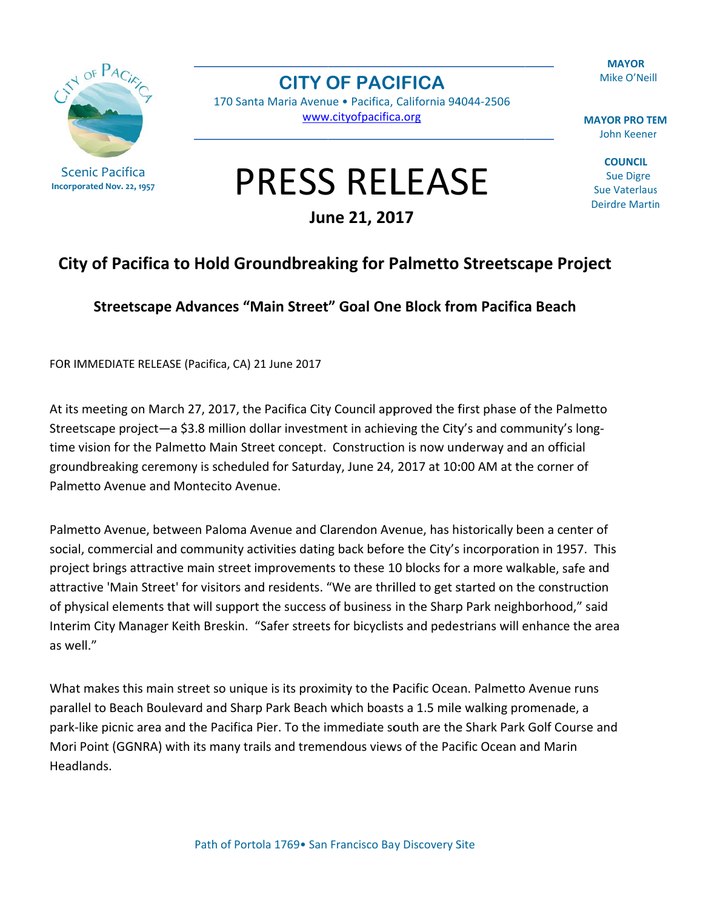Scenic Pacifica
**Incorporated Nov. 22, 1957**

# CITY OF PACIFICA

170 Santa Maria Avenue • Pacifica, California 94044-2506
www.cityofpacifica.org

**MAYOR**
Mike O'Neill

**MAYOR PRO TEM**
John Keener

**COUNCIL**
Sue Digre
Sue Vaterlaus
Deirdre Martin

# PRESS RELEASE

**June 21, 2017**

## City of Pacifica to Hold Groundbreaking for Palmetto Streetscape Project

### Streetscape Advances "Main Street" Goal One Block from Pacifica Beach

FOR IMMEDIATE RELEASE (Pacifica, CA) 21 June 2017

At its meeting on March 27, 2017, the Pacifica City Council approved the first phase of the Palmetto Streetscape project—a $3.8 million dollar investment in achieving the City's and community's long-time vision for the Palmetto Main Street concept. Construction is now underway and an official groundbreaking ceremony is scheduled for Saturday, June 24, 2017 at 10:00 AM at the corner of Palmetto Avenue and Montecito Avenue.

Palmetto Avenue, between Paloma Avenue and Clarendon Avenue, has historically been a center of social, commercial and community activities dating back before the City's incorporation in 1957. This project brings attractive main street improvements to these 10 blocks for a more walkable, safe and attractive 'Main Street' for visitors and residents. "We are thrilled to get started on the construction of physical elements that will support the success of business in the Sharp Park neighborhood," said Interim City Manager Keith Breskin. "Safer streets for bicyclists and pedestrians will enhance the area as well."

What makes this main street so unique is its proximity to the Pacific Ocean. Palmetto Avenue runs parallel to Beach Boulevard and Sharp Park Beach which boasts a 1.5 mile walking promenade, a park-like picnic area and the Pacifica Pier. To the immediate south are the Shark Park Golf Course and Mori Point (GGNRA) with its many trails and tremendous views of the Pacific Ocean and Marin Headlands.

Path of Portola 1769• San Francisco Bay Discovery Site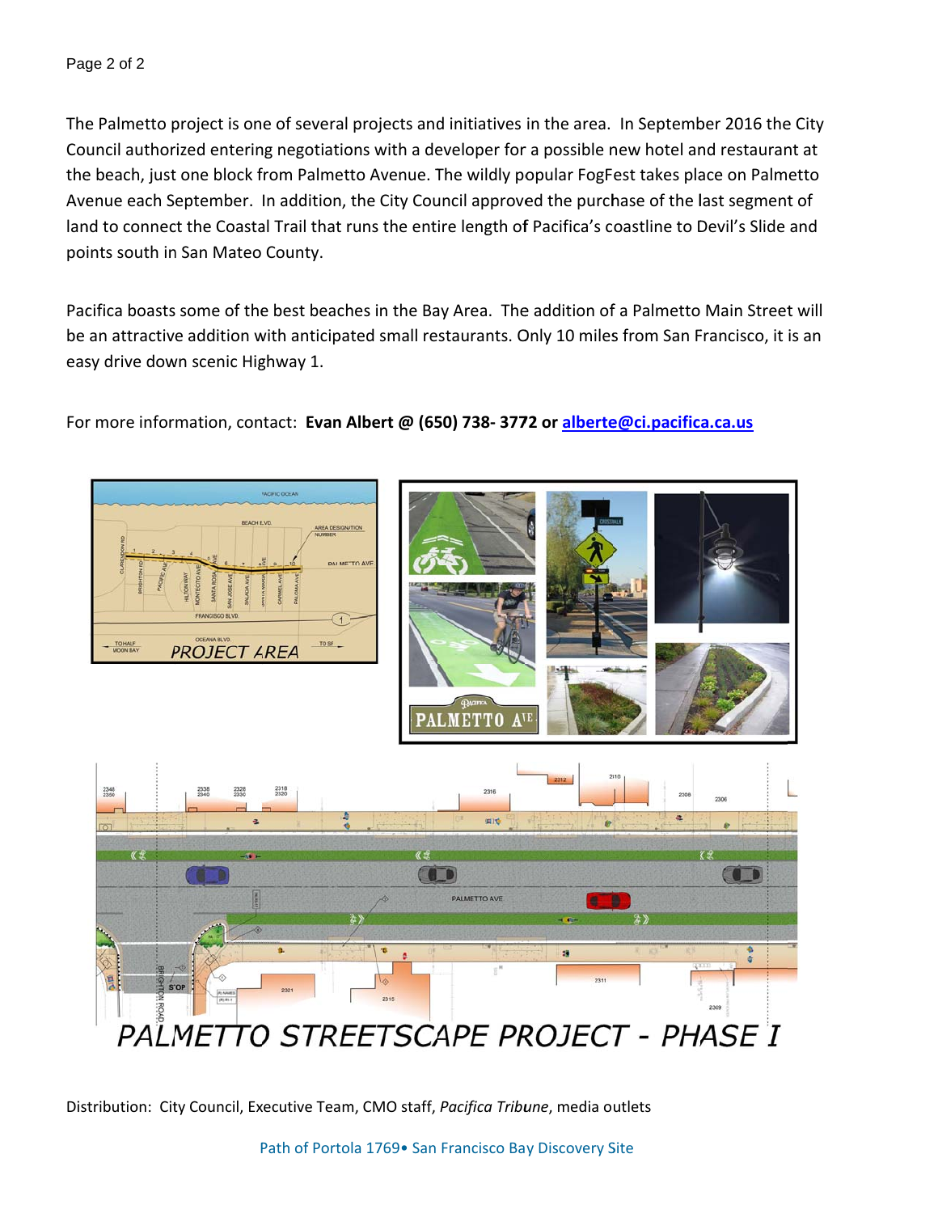The Palmetto project is one of several projects and initiatives in the area. In September 2016 the City Council authorized entering negotiations with a developer for a possible new hotel and restaurant at the beach, just one block from Palmetto Avenue. The wildly popular FogFest takes place on Palmetto Avenue each September. In addition, the City Council approved the purchase of the last segment of land to connect the Coastal Trail that runs the entire length of Pacifica's coastline to Devil's Slide and points south in San Mateo County.

Pacifica boasts some of the best beaches in the Bay Area. The addition of a Palmetto Main Street will be an attractive addition with anticipated small restaurants. Only 10 miles from San Francisco, it is an easy drive down scenic Highway 1.

For more information, contact: **Evan Albert @ (650) 738- 3772 or alberte@ci.pacifica.ca.us**

PROJECT AREA

PALMETTO STREETSCAPE PROJECT - PHASE I

Distribution: City Council, Executive Team, CMO staff, *Pacifica Tribune*, media outlets

Path of Portola 1769• San Francisco Bay Discovery Site